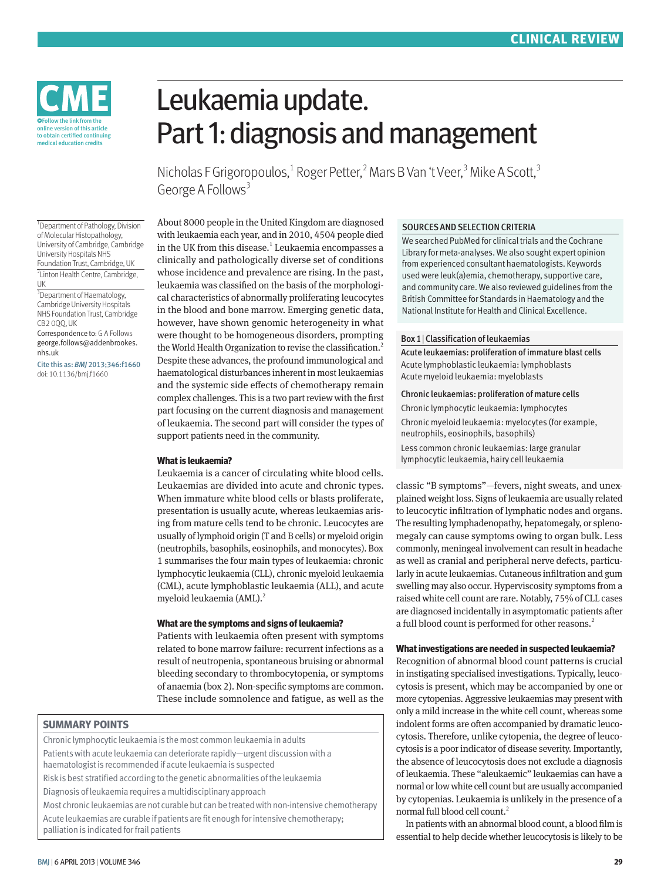# Leukaemia update. Part 1: diagnosis and management

Nicholas F Grigoropoulos,[1] Roger Petter,[2] Mars B Van 't Veer,[3] Mike A Scott,[3] George A Follows[3]

[1]Department of Pathology, Division of Molecular Histopathology, University of Cambridge, Cambridge University Hospitals NHS Foundation Trust, Cambridge, UK

[2]Linton Health Centre, Cambridge, UK

[3]Department of Haematology, Cambridge University Hospitals NHS Foundation Trust, Cambridge CB2 0QQ, UK

Correspondence to: G A Follows george.follows@addenbrookes.nhs.uk

Cite this as: *BMJ* 2013;346:f1660
doi: 10.1136/bmj.f1660

About 8000 people in the United Kingdom are diagnosed with leukaemia each year, and in 2010, 4504 people died in the UK from this disease.[1] Leukaemia encompasses a clinically and pathologically diverse set of conditions whose incidence and prevalence are rising. In the past, leukaemia was classified on the basis of the morphological characteristics of abnormally proliferating leucocytes in the blood and bone marrow. Emerging genetic data, however, have shown genomic heterogeneity in what were thought to be homogeneous disorders, prompting the World Health Organization to revise the classification.[2] Despite these advances, the profound immunological and haematological disturbances inherent in most leukaemias and the systemic side effects of chemotherapy remain complex challenges. This is a two part review with the first part focusing on the current diagnosis and management of leukaemia. The second part will consider the types of support patients need in the community.

## What is leukaemia?

Leukaemia is a cancer of circulating white blood cells. Leukaemias are divided into acute and chronic types. When immature white blood cells or blasts proliferate, presentation is usually acute, whereas leukaemias arising from mature cells tend to be chronic. Leucocytes are usually of lymphoid origin (T and B cells) or myeloid origin (neutrophils, basophils, eosinophils, and monocytes). Box 1 summarises the four main types of leukaemia: chronic lymphocytic leukaemia (CLL), chronic myeloid leukaemia (CML), acute lymphoblastic leukaemia (ALL), and acute myeloid leukaemia (AML).[2]

## What are the symptoms and signs of leukaemia?

Patients with leukaemia often present with symptoms related to bone marrow failure: recurrent infections as a result of neutropenia, spontaneous bruising or abnormal bleeding secondary to thrombocytopenia, or symptoms of anaemia (box 2). Non-specific symptoms are common. These include somnolence and fatigue, as well as the classic "B symptoms"—fevers, night sweats, and unexplained weight loss. Signs of leukaemia are usually related to leucocytic infiltration of lymphatic nodes and organs. The resulting lymphadenopathy, hepatomegaly, or splenomegaly can cause symptoms owing to organ bulk. Less commonly, meningeal involvement can result in headache as well as cranial and peripheral nerve defects, particularly in acute leukaemias. Cutaneous infiltration and gum swelling may also occur. Hyperviscosity symptoms from a raised white cell count are rare. Notably, 75% of CLL cases are diagnosed incidentally in asymptomatic patients after a full blood count is performed for other reasons.[2]

### SOURCES AND SELECTION CRITERIA

We searched PubMed for clinical trials and the Cochrane Library for meta-analyses. We also sought expert opinion from experienced consultant haematologists. Keywords used were leuk(a)emia, chemotherapy, supportive care, and community care. We also reviewed guidelines from the British Committee for Standards in Haematology and the National Institute for Health and Clinical Excellence.

### Box 1 | Classification of leukaemias

**Acute leukaemias: proliferation of immature blast cells**

Acute lymphoblastic leukaemia: lymphoblasts

Acute myeloid leukaemia: myeloblasts

**Chronic leukaemias: proliferation of mature cells**

Chronic lymphocytic leukaemia: lymphocytes

Chronic myeloid leukaemia: myelocytes (for example, neutrophils, eosinophils, basophils)

Less common chronic leukaemias: large granular lymphocytic leukaemia, hairy cell leukaemia

### SUMMARY POINTS

Chronic lymphocytic leukaemia is the most common leukaemia in adults

Patients with acute leukaemia can deteriorate rapidly—urgent discussion with a haematologist is recommended if acute leukaemia is suspected

Risk is best stratified according to the genetic abnormalities of the leukaemia

Diagnosis of leukaemia requires a multidisciplinary approach

Most chronic leukaemias are not curable but can be treated with non-intensive chemotherapy

Acute leukaemias are curable if patients are fit enough for intensive chemotherapy; palliation is indicated for frail patients

## What investigations are needed in suspected leukaemia?

Recognition of abnormal blood count patterns is crucial in instigating specialised investigations. Typically, leucocytosis is present, which may be accompanied by one or more cytopenias. Aggressive leukaemias may present with only a mild increase in the white cell count, whereas some indolent forms are often accompanied by dramatic leucocytosis. Therefore, unlike cytopenia, the degree of leucocytosis is a poor indicator of disease severity. Importantly, the absence of leucocytosis does not exclude a diagnosis of leukaemia. These "aleukaemic" leukaemias can have a normal or low white cell count but are usually accompanied by cytopenias. Leukaemia is unlikely in the presence of a normal full blood count.[2]

In patients with an abnormal blood count, a blood film is essential to help decide whether leucocytosis is likely to be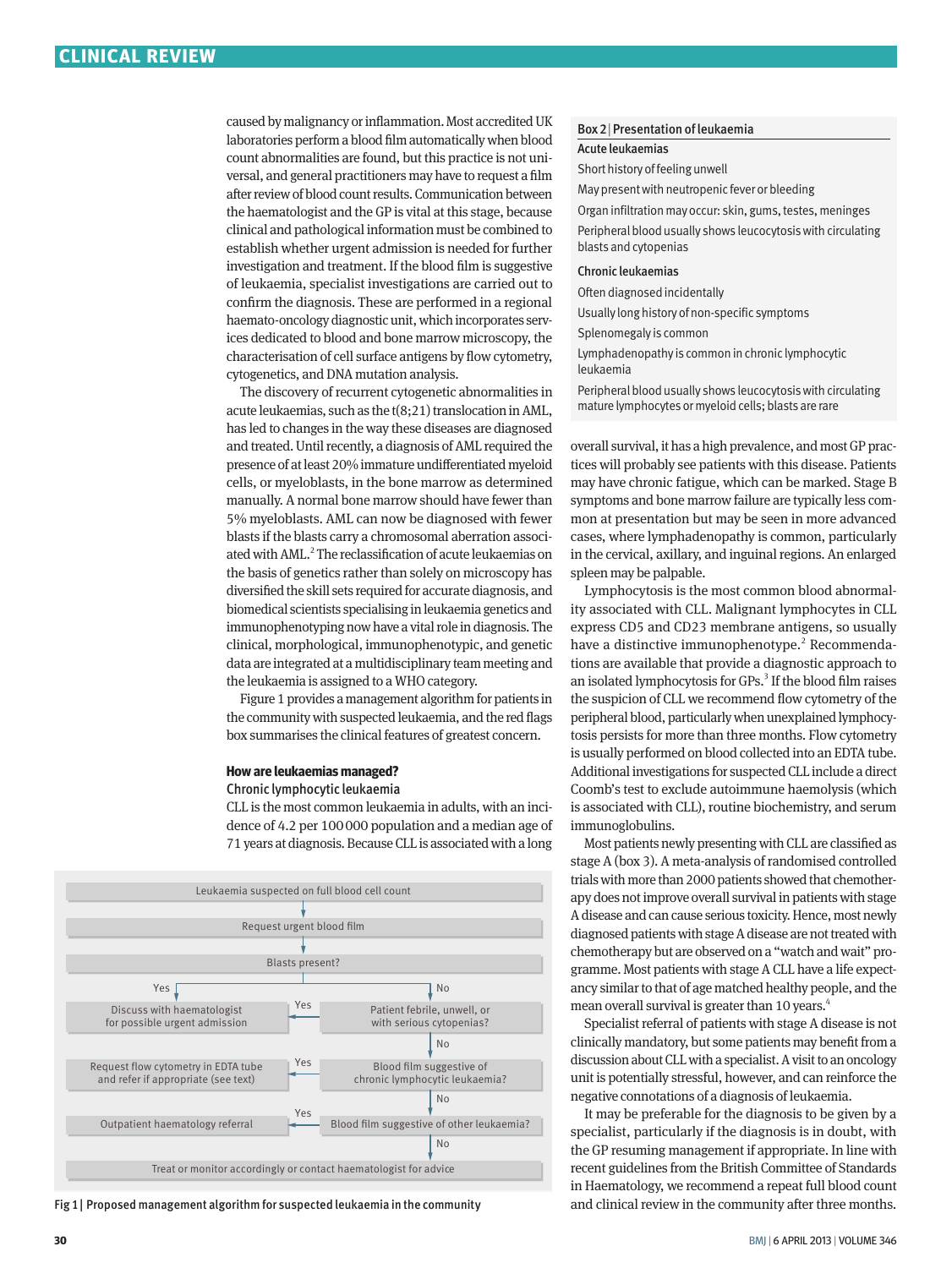caused by malignancy or inflammation. Most accredited UK laboratories perform a blood film automatically when blood count abnormalities are found, but this practice is not universal, and general practitioners may have to request a film after review of blood count results. Communication between the haematologist and the GP is vital at this stage, because clinical and pathological information must be combined to establish whether urgent admission is needed for further investigation and treatment. If the blood film is suggestive of leukaemia, specialist investigations are carried out to confirm the diagnosis. These are performed in a regional haemato-oncology diagnostic unit, which incorporates services dedicated to blood and bone marrow microscopy, the characterisation of cell surface antigens by flow cytometry, cytogenetics, and DNA mutation analysis.

The discovery of recurrent cytogenetic abnormalities in acute leukaemias, such as the t(8;21) translocation in AML, has led to changes in the way these diseases are diagnosed and treated. Until recently, a diagnosis of AML required the presence of at least 20% immature undifferentiated myeloid cells, or myeloblasts, in the bone marrow as determined manually. A normal bone marrow should have fewer than 5% myeloblasts. AML can now be diagnosed with fewer blasts if the blasts carry a chromosomal aberration associated with AML.[2] The reclassification of acute leukaemias on the basis of genetics rather than solely on microscopy has diversified the skill sets required for accurate diagnosis, and biomedical scientists specialising in leukaemia genetics and immunophenotyping now have a vital role in diagnosis. The clinical, morphological, immunophenotypic, and genetic data are integrated at a multidisciplinary team meeting and the leukaemia is assigned to a WHO category.

Figure 1 provides a management algorithm for patients in the community with suspected leukaemia, and the red flags box summarises the clinical features of greatest concern.

**Box 2 | Presentation of leukaemia**

**Acute leukaemias**

- Short history of feeling unwell
- May present with neutropenic fever or bleeding
- Organ infiltration may occur: skin, gums, testes, meninges
- Peripheral blood usually shows leucocytosis with circulating blasts and cytopenias

**Chronic leukaemias**

- Often diagnosed incidentally
- Usually long history of non-specific symptoms
- Splenomegaly is common
- Lymphadenopathy is common in chronic lymphocytic leukaemia
- Peripheral blood usually shows leucocytosis with circulating mature lymphocytes or myeloid cells; blasts are rare

## How are leukaemias managed?

### Chronic lymphocytic leukaemia

CLL is the most common leukaemia in adults, with an incidence of 4.2 per 100 000 population and a median age of 71 years at diagnosis. Because CLL is associated with a long overall survival, it has a high prevalence, and most GP practices will probably see patients with this disease. Patients may have chronic fatigue, which can be marked. Stage B symptoms and bone marrow failure are typically less common at presentation but may be seen in more advanced cases, where lymphadenopathy is common, particularly in the cervical, axillary, and inguinal regions. An enlarged spleen may be palpable.

Lymphocytosis is the most common blood abnormality associated with CLL. Malignant lymphocytes in CLL express CD5 and CD23 membrane antigens, so usually have a distinctive immunophenotype.[2] Recommendations are available that provide a diagnostic approach to an isolated lymphocytosis for GPs.[3] If the blood film raises the suspicion of CLL we recommend flow cytometry of the peripheral blood, particularly when unexplained lymphocytosis persists for more than three months. Flow cytometry is usually performed on blood collected into an EDTA tube. Additional investigations for suspected CLL include a direct Coomb's test to exclude autoimmune haemolysis (which is associated with CLL), routine biochemistry, and serum immunoglobulins.

Most patients newly presenting with CLL are classified as stage A (box 3). A meta-analysis of randomised controlled trials with more than 2000 patients showed that chemotherapy does not improve overall survival in patients with stage A disease and can cause serious toxicity. Hence, most newly diagnosed patients with stage A disease are not treated with chemotherapy but are observed on a "watch and wait" programme. Most patients with stage A CLL have a life expectancy similar to that of age matched healthy people, and the mean overall survival is greater than 10 years.[4]

Specialist referral of patients with stage A disease is not clinically mandatory, but some patients may benefit from a discussion about CLL with a specialist. A visit to an oncology unit is potentially stressful, however, and can reinforce the negative connotations of a diagnosis of leukaemia.

It may be preferable for the diagnosis to be given by a specialist, particularly if the diagnosis is in doubt, with the GP resuming management if appropriate. In line with recent guidelines from the British Committee of Standards in Haematology, we recommend a repeat full blood count and clinical review in the community after three months.

**Fig 1 | Proposed management algorithm for suspected leukaemia in the community**

- Leukaemia suspected on full blood cell count → Request urgent blood film → Blasts present?
  - Yes → Discuss with haematologist for possible urgent admission
  - No → Patient febrile, unwell, or with serious cytopenias?
    - Yes → Discuss with haematologist for possible urgent admission
    - No → Blood film suggestive of chronic lymphocytic leukaemia?
      - Yes → Request flow cytometry in EDTA tube and refer if appropriate (see text)
      - No → Blood film suggestive of other leukaemia?
        - Yes → Outpatient haematology referral
        - No → Treat or monitor accordingly or contact haematologist for advice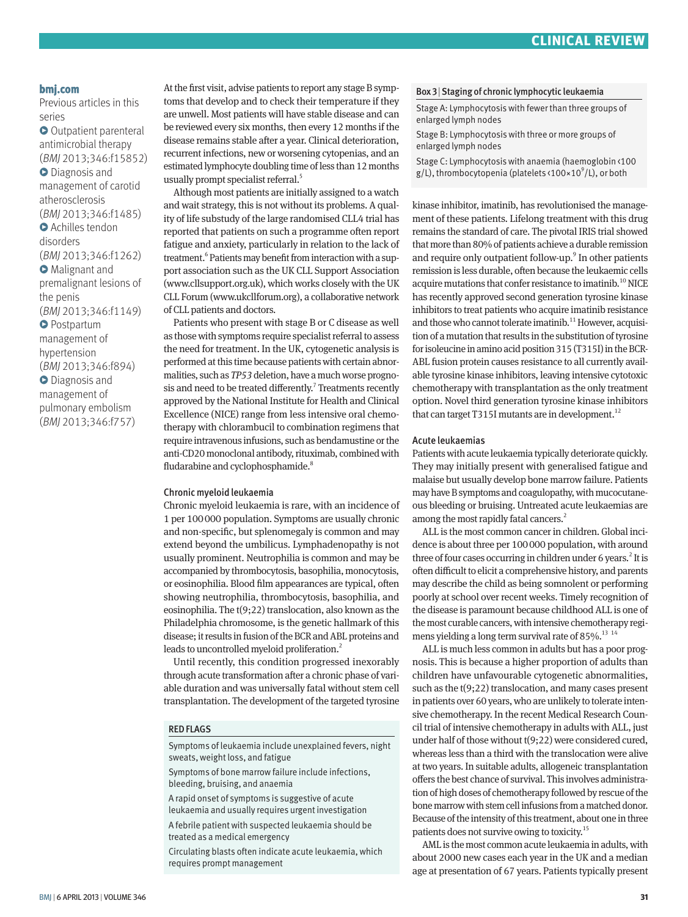**bmj.com**

Previous articles in this series

- Outpatient parenteral antimicrobial therapy (*BMJ* 2013;346:f15852)
- Diagnosis and management of carotid atherosclerosis (*BMJ* 2013;346:f1485)
- Achilles tendon disorders (*BMJ* 2013;346:f1262)
- Malignant and premalignant lesions of the penis (*BMJ* 2013;346:f1149)
- Postpartum management of hypertension (*BMJ* 2013;346:f894)
- Diagnosis and management of pulmonary embolism (*BMJ* 2013;346:f757)

At the first visit, advise patients to report any stage B symptoms that develop and to check their temperature if they are unwell. Most patients will have stable disease and can be reviewed every six months, then every 12 months if the disease remains stable after a year. Clinical deterioration, recurrent infections, new or worsening cytopenias, and an estimated lymphocyte doubling time of less than 12 months usually prompt specialist referral.[5]

Although most patients are initially assigned to a watch and wait strategy, this is not without its problems. A quality of life substudy of the large randomised CLL4 trial has reported that patients on such a programme often report fatigue and anxiety, particularly in relation to the lack of treatment.[6] Patients may benefit from interaction with a support association such as the UK CLL Support Association (www.cllsupport.org.uk), which works closely with the UK CLL Forum (www.ukcllforum.org), a collaborative network of CLL patients and doctors.

Patients who present with stage B or C disease as well as those with symptoms require specialist referral to assess the need for treatment. In the UK, cytogenetic analysis is performed at this time because patients with certain abnormalities, such as *TP53* deletion, have a much worse prognosis and need to be treated differently.[7] Treatments recently approved by the National Institute for Health and Clinical Excellence (NICE) range from less intensive oral chemotherapy with chlorambucil to combination regimens that require intravenous infusions, such as bendamustine or the anti-CD20 monoclonal antibody, rituximab, combined with fludarabine and cyclophosphamide.[8]

### Chronic myeloid leukaemia

Chronic myeloid leukaemia is rare, with an incidence of 1 per 100 000 population. Symptoms are usually chronic and non-specific, but splenomegaly is common and may extend beyond the umbilicus. Lymphadenopathy is not usually prominent. Neutrophilia is common and may be accompanied by thrombocytosis, basophilia, monocytosis, or eosinophilia. Blood film appearances are typical, often showing neutrophilia, thrombocytosis, basophilia, and eosinophilia. The t(9;22) translocation, also known as the Philadelphia chromosome, is the genetic hallmark of this disease; it results in fusion of the BCR and ABL proteins and leads to uncontrolled myeloid proliferation.[2]

Until recently, this condition progressed inexorably through acute transformation after a chronic phase of variable duration and was universally fatal without stem cell transplantation. The development of the targeted tyrosine kinase inhibitor, imatinib, has revolutionised the management of these patients. Lifelong treatment with this drug remains the standard of care. The pivotal IRIS trial showed that more than 80% of patients achieve a durable remission and require only outpatient follow-up.[9] In other patients remission is less durable, often because the leukaemic cells acquire mutations that confer resistance to imatinib.[10] NICE has recently approved second generation tyrosine kinase inhibitors to treat patients who acquire imatinib resistance and those who cannot tolerate imatinib.[11] However, acquisition of a mutation that results in the substitution of tyrosine for isoleucine in amino acid position 315 (T315I) in the BCR-ABL fusion protein causes resistance to all currently available tyrosine kinase inhibitors, leaving intensive cytotoxic chemotherapy with transplantation as the only treatment option. Novel third generation tyrosine kinase inhibitors that can target T315I mutants are in development.[12]

**RED FLAGS**

- Symptoms of leukaemia include unexplained fevers, night sweats, weight loss, and fatigue
- Symptoms of bone marrow failure include infections, bleeding, bruising, and anaemia
- A rapid onset of symptoms is suggestive of acute leukaemia and usually requires urgent investigation
- A febrile patient with suspected leukaemia should be treated as a medical emergency
- Circulating blasts often indicate acute leukaemia, which requires prompt management

**Box 3 | Staging of chronic lymphocytic leukaemia**

Stage A: Lymphocytosis with fewer than three groups of enlarged lymph nodes

Stage B: Lymphocytosis with three or more groups of enlarged lymph nodes

Stage C: Lymphocytosis with anaemia (haemoglobin <100 g/L), thrombocytopenia (platelets $<100\times10^9$/L), or both

### Acute leukaemias

Patients with acute leukaemia typically deteriorate quickly. They may initially present with generalised fatigue and malaise but usually develop bone marrow failure. Patients may have B symptoms and coagulopathy, with mucocutaneous bleeding or bruising. Untreated acute leukaemias are among the most rapidly fatal cancers.[2]

ALL is the most common cancer in children. Global incidence is about three per 100 000 population, with around three of four cases occurring in children under 6 years.[2] It is often difficult to elicit a comprehensive history, and parents may describe the child as being somnolent or performing poorly at school over recent weeks. Timely recognition of the disease is paramount because childhood ALL is one of the most curable cancers, with intensive chemotherapy regimens yielding a long term survival rate of 85%.[13 14]

ALL is much less common in adults but has a poor prognosis. This is because a higher proportion of adults than children have unfavourable cytogenetic abnormalities, such as the t(9;22) translocation, and many cases present in patients over 60 years, who are unlikely to tolerate intensive chemotherapy. In the recent Medical Research Council trial of intensive chemotherapy in adults with ALL, just under half of those without t(9;22) were considered cured, whereas less than a third with the translocation were alive at two years. In suitable adults, allogeneic transplantation offers the best chance of survival. This involves administration of high doses of chemotherapy followed by rescue of the bone marrow with stem cell infusions from a matched donor. Because of the intensity of this treatment, about one in three patients does not survive owing to toxicity.[15]

AML is the most common acute leukaemia in adults, with about 2000 new cases each year in the UK and a median age at presentation of 67 years. Patients typically present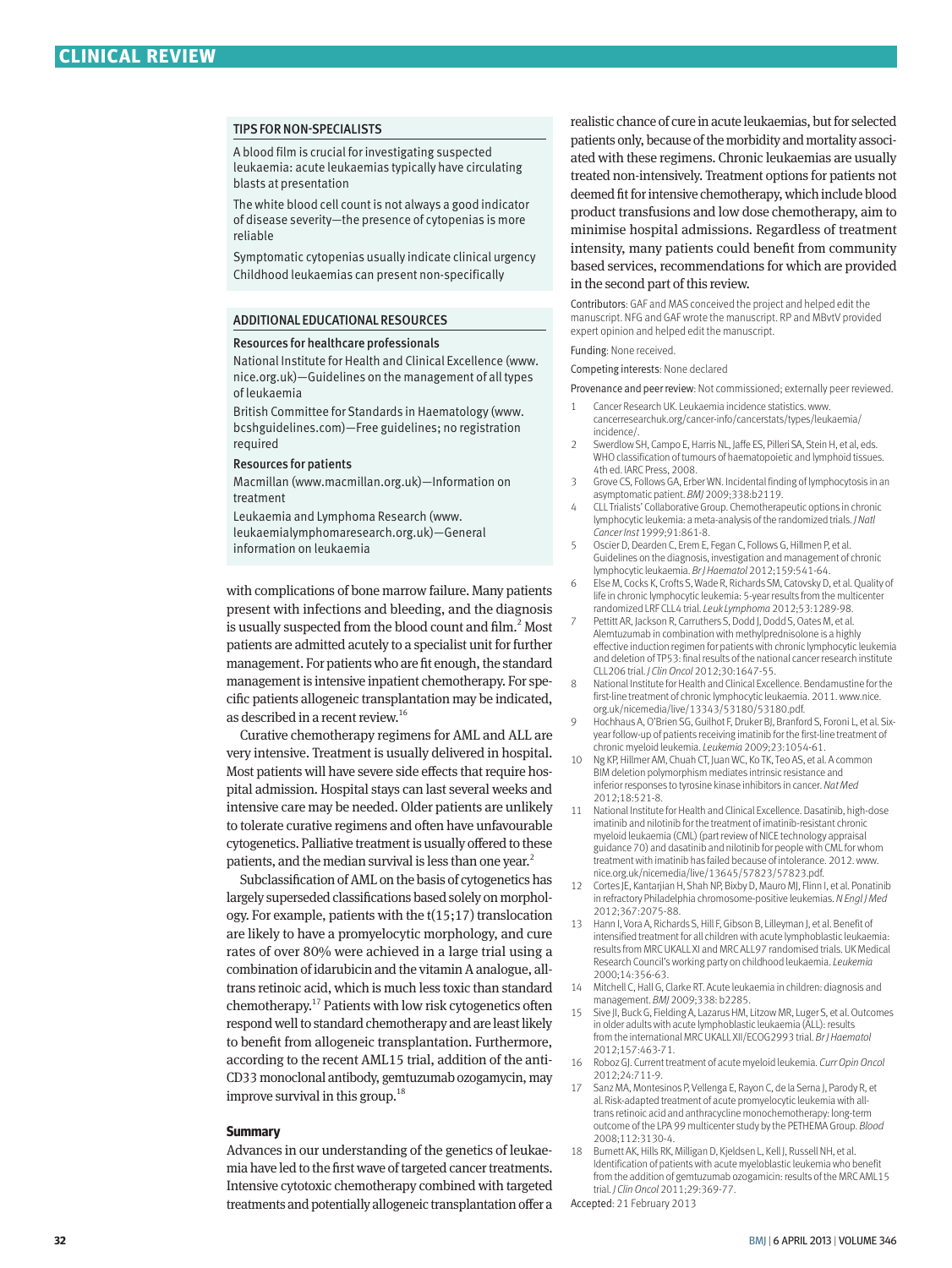### TIPS FOR NON-SPECIALISTS

A blood film is crucial for investigating suspected leukaemia: acute leukaemias typically have circulating blasts at presentation

The white blood cell count is not always a good indicator of disease severity—the presence of cytopenias is more reliable

Symptomatic cytopenias usually indicate clinical urgency

Childhood leukaemias can present non-specifically

### ADDITIONAL EDUCATIONAL RESOURCES

**Resources for healthcare professionals**

National Institute for Health and Clinical Excellence (www.nice.org.uk)—Guidelines on the management of all types of leukaemia

British Committee for Standards in Haematology (www.bcshguidelines.com)—Free guidelines; no registration required

**Resources for patients**

Macmillan (www.macmillan.org.uk)—Information on treatment

Leukaemia and Lymphoma Research (www.leukaemialymphomaresearch.org.uk)—General information on leukaemia

with complications of bone marrow failure. Many patients present with infections and bleeding, and the diagnosis is usually suspected from the blood count and film.[2] Most patients are admitted acutely to a specialist unit for further management. For patients who are fit enough, the standard management is intensive inpatient chemotherapy. For specific patients allogeneic transplantation may be indicated, as described in a recent review.[16]

Curative chemotherapy regimens for AML and ALL are very intensive. Treatment is usually delivered in hospital. Most patients will have severe side effects that require hospital admission. Hospital stays can last several weeks and intensive care may be needed. Older patients are unlikely to tolerate curative regimens and often have unfavourable cytogenetics. Palliative treatment is usually offered to these patients, and the median survival is less than one year.[2]

Subclassification of AML on the basis of cytogenetics has largely superseded classifications based solely on morphology. For example, patients with the t(15;17) translocation are likely to have a promyelocytic morphology, and cure rates of over 80% were achieved in a large trial using a combination of idarubicin and the vitamin A analogue, all-trans retinoic acid, which is much less toxic than standard chemotherapy.[17] Patients with low risk cytogenetics often respond well to standard chemotherapy and are least likely to benefit from allogeneic transplantation. Furthermore, according to the recent AML15 trial, addition of the anti-CD33 monoclonal antibody, gemtuzumab ozogamycin, may improve survival in this group.[18]

## Summary

Advances in our understanding of the genetics of leukaemia have led to the first wave of targeted cancer treatments. Intensive cytotoxic chemotherapy combined with targeted treatments and potentially allogeneic transplantation offer a realistic chance of cure in acute leukaemias, but for selected patients only, because of the morbidity and mortality associated with these regimens. Chronic leukaemias are usually treated non-intensively. Treatment options for patients not deemed fit for intensive chemotherapy, which include blood product transfusions and low dose chemotherapy, aim to minimise hospital admissions. Regardless of treatment intensity, many patients could benefit from community based services, recommendations for which are provided in the second part of this review.

Contributors: GAF and MAS conceived the project and helped edit the manuscript. NFG and GAF wrote the manuscript. RP and MBvtV provided expert opinion and helped edit the manuscript.

Funding: None received.

Competing interests: None declared

Provenance and peer review: Not commissioned; externally peer reviewed.

1. Cancer Research UK. Leukaemia incidence statistics. www.cancerresearchuk.org/cancer-info/cancerstats/types/leukaemia/incidence/.
2. Swerdlow SH, Campo E, Harris NL, Jaffe ES, Pilleri SA, Stein H, et al, eds. WHO classification of tumours of haematopoietic and lymphoid tissues. 4th ed. IARC Press, 2008.
3. Grove CS, Follows GA, Erber WN. Incidental finding of lymphocytosis in an asymptomatic patient. *BMJ* 2009;338:b2119.
4. CLL Trialists' Collaborative Group. Chemotherapeutic options in chronic lymphocytic leukemia: a meta-analysis of the randomized trials. *J Natl Cancer Inst* 1999;91:861-8.
5. Oscier D, Dearden C, Erem E, Fegan C, Follows G, Hillmen P, et al. Guidelines on the diagnosis, investigation and management of chronic lymphocytic leukaemia. *Br J Haematol* 2012;159:541-64.
6. Else M, Cocks K, Crofts S, Wade R, Richards SM, Catovsky D, et al. Quality of life in chronic lymphocytic leukemia: 5-year results from the multicenter randomized LRF CLL4 trial. *Leuk Lymphoma* 2012;53:1289-98.
7. Pettitt AR, Jackson R, Carruthers S, Dodd J, Dodd S, Oates M, et al. Alemtuzumab in combination with methylprednisolone is a highly effective induction regimen for patients with chronic lymphocytic leukemia and deletion of TP53: final results of the national cancer research institute CLL206 trial. *J Clin Oncol* 2012;30:1647-55.
8. National Institute for Health and Clinical Excellence. Bendamustine for the first-line treatment of chronic lymphocytic leukaemia. 2011. www.nice.org.uk/nicemedia/live/13343/53180/53180.pdf.
9. Hochhaus A, O'Brien SG, Guilhot F, Druker BJ, Branford S, Foroni L, et al. Six-year follow-up of patients receiving imatinib for the first-line treatment of chronic myeloid leukemia. *Leukemia* 2009;23:1054-61.
10. Ng KP, Hillmer AM, Chuah CT, Juan WC, Ko TK, Teo AS, et al. A common BIM deletion polymorphism mediates intrinsic resistance and inferior responses to tyrosine kinase inhibitors in cancer. *Nat Med* 2012;18:521-8.
11. National Institute for Health and Clinical Excellence. Dasatinib, high-dose imatinib and nilotinib for the treatment of imatinib-resistant chronic myeloid leukaemia (CML) (part review of NICE technology appraisal guidance 70) and dasatinib and nilotinib for people with CML for whom treatment with imatinib has failed because of intolerance. 2012. www.nice.org.uk/nicemedia/live/13645/57823/57823.pdf.
12. Cortes JE, Kantarjian H, Shah NP, Bixby D, Mauro MJ, Flinn I, et al. Ponatinib in refractory Philadelphia chromosome-positive leukemias. *N Engl J Med* 2012;367:2075-88.
13. Hann I, Vora A, Richards S, Hill F, Gibson B, Lilleyman J, et al. Benefit of intensified treatment for all children with acute lymphoblastic leukaemia: results from MRC UKALL XI and MRC ALL97 randomised trials. UK Medical Research Council's working party on childhood leukaemia. *Leukemia* 2000;14:356-63.
14. Mitchell C, Hall G, Clarke RT. Acute leukaemia in children: diagnosis and management. *BMJ* 2009;338: b2285.
15. Sive JI, Buck G, Fielding A, Lazarus HM, Litzow MR, Luger S, et al. Outcomes in older adults with acute lymphoblastic leukemia (ALL): results from the international MRC UKALL XII/ECOG2993 trial. *Br J Haematol* 2012;157:463-71.
16. Roboz GJ. Current treatment of acute myeloid leukemia. *Curr Opin Oncol* 2012;24:711-9.
17. Sanz MA, Montesinos P, Vellenga E, Rayon C, de la Serna J, Parody R, et al. Risk-adapted treatment of acute promyelocytic leukemia with all-trans retinoic acid and anthracycline monochemotherapy: long-term outcome of the LPA 99 multicenter study by the PETHEMA Group. *Blood* 2008;112:3130-4.
18. Burnett AK, Hills RK, Milligan D, Kjeldsen L, Kell J, Russell NH, et al. Identification of patients with acute myeloblastic leukemia who benefit from the addition of gemtuzumab ozogamicin: results of the MRC AML15 trial. *J Clin Oncol* 2011;29:369-77.

Accepted: 21 February 2013